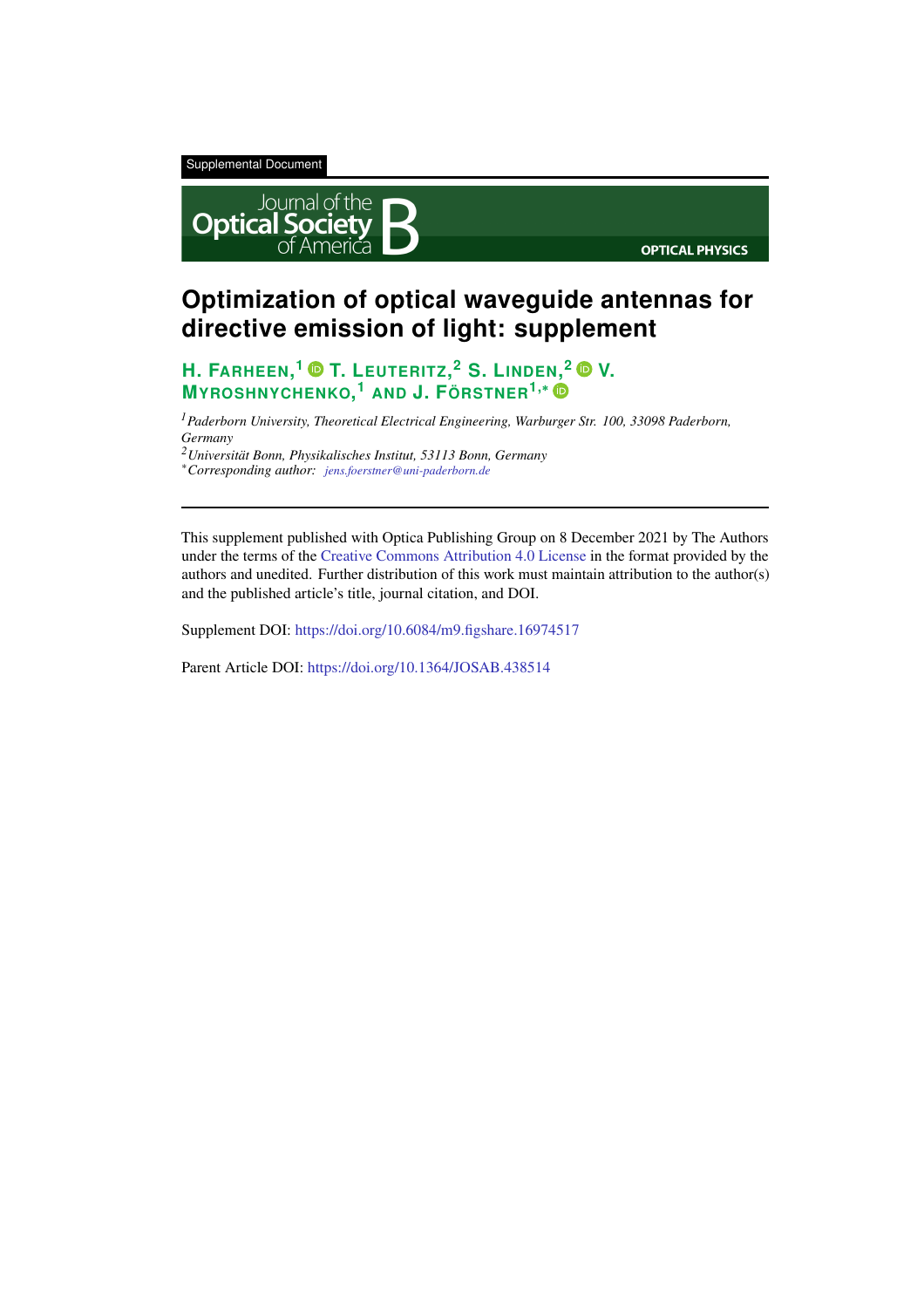Supplemental Document

Journal of the Optical Society of America B

OPTICAL PHYSICS

# Optimization of optical waveguide antennas for directive emission of light: supplement

**H. FARHEEN,[1] T. LEUTERITZ,[2] S. LINDEN,[2] V. MYROSHNYCHENKO,[1] AND J. FÖRSTNER[1,*]**

[1] *Paderborn University, Theoretical Electrical Engineering, Warburger Str. 100, 33098 Paderborn, Germany*

[2] *Universität Bonn, Physikalisches Institut, 53113 Bonn, Germany*

[*] *Corresponding author: jens.foerstner@uni-paderborn.de*

---

This supplement published with Optica Publishing Group on 8 December 2021 by The Authors under the terms of the Creative Commons Attribution 4.0 License in the format provided by the authors and unedited. Further distribution of this work must maintain attribution to the author(s) and the published article's title, journal citation, and DOI.

Supplement DOI: https://doi.org/10.6084/m9.figshare.16974517

Parent Article DOI: https://doi.org/10.1364/JOSAB.438514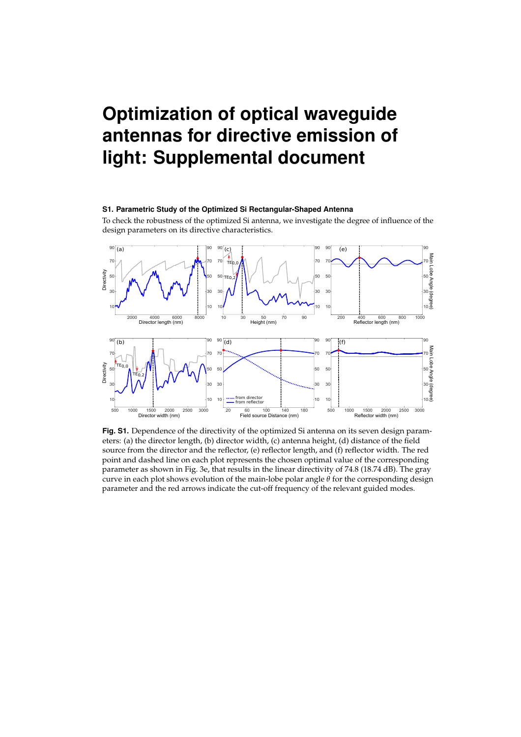# Optimization of optical waveguide antennas for directive emission of light: Supplemental document

### S1. Parametric Study of the Optimized Si Rectangular-Shaped Antenna

To check the robustness of the optimized Si antenna, we investigate the degree of influence of the design parameters on its directive characteristics.

**Fig. S1.** Dependence of the directivity of the optimized Si antenna on its seven design parameters: (a) the director length, (b) director width, (c) antenna height, (d) distance of the field source from the director and the reflector, (e) reflector length, and (f) reflector width. The red point and dashed line on each plot represents the chosen optimal value of the corresponding parameter as shown in Fig. 3e, that results in the linear directivity of 74.8 (18.74 dB). The gray curve in each plot shows evolution of the main-lobe polar angle $\theta$ for the corresponding design parameter and the red arrows indicate the cut-off frequency of the relevant guided modes.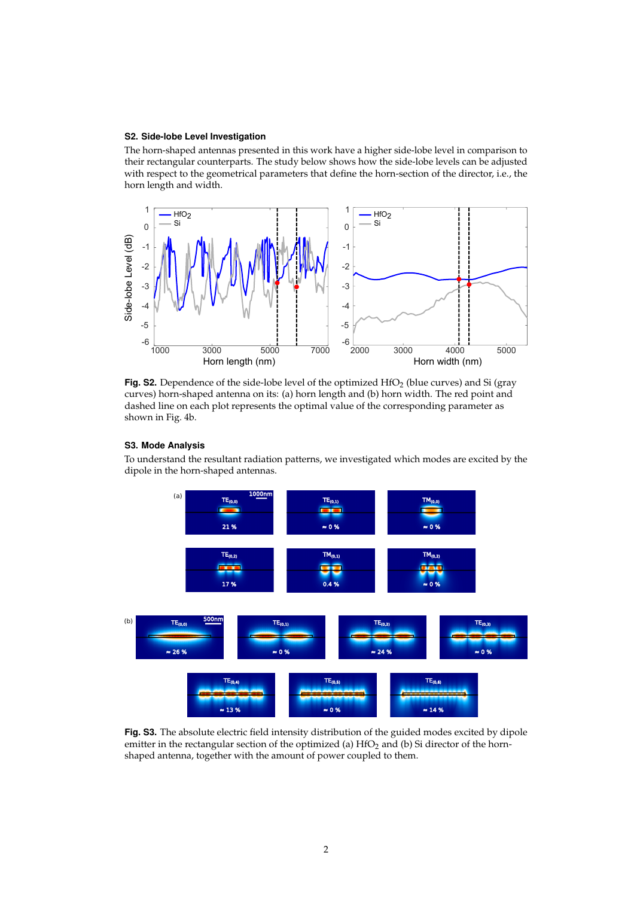### S2. Side-lobe Level Investigation

The horn-shaped antennas presented in this work have a higher side-lobe level in comparison to their rectangular counterparts. The study below shows how the side-lobe levels can be adjusted with respect to the geometrical parameters that define the horn-section of the director, i.e., the horn length and width.

**Fig. S2.** Dependence of the side-lobe level of the optimized $HfO_2$ (blue curves) and Si (gray curves) horn-shaped antenna on its: (a) horn length and (b) horn width. The red point and dashed line on each plot represents the optimal value of the corresponding parameter as shown in Fig. 4b.

### S3. Mode Analysis

To understand the resultant radiation patterns, we investigated which modes are excited by the dipole in the horn-shaped antennas.

**Fig. S3.** The absolute electric field intensity distribution of the guided modes excited by dipole emitter in the rectangular section of the optimized (a) $HfO_2$ and (b) Si director of the horn-shaped antenna, together with the amount of power coupled to them.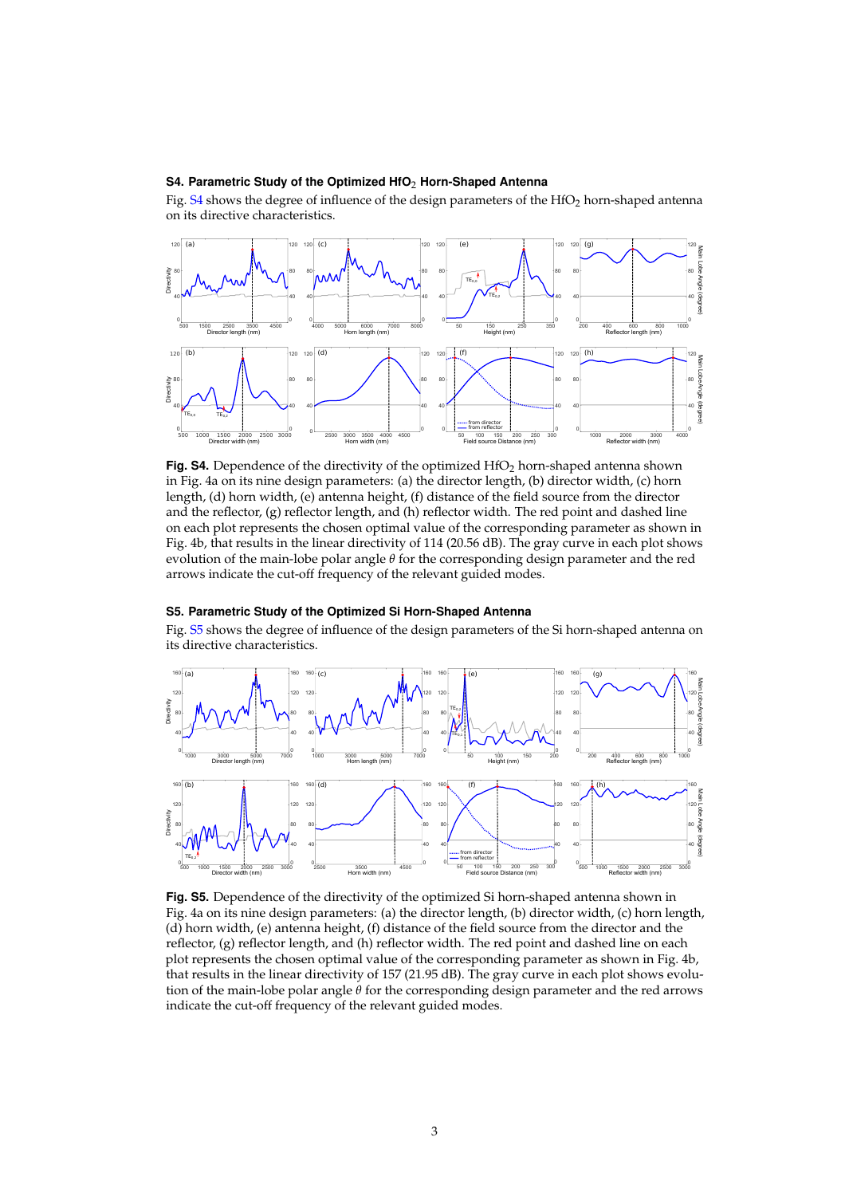## S4. Parametric Study of the Optimized $HfO_2$ Horn-Shaped Antenna

Fig. S4 shows the degree of influence of the design parameters of the $HfO_2$ horn-shaped antenna on its directive characteristics.

(a)
Directivity
Director length (nm)
500 1500 2500 3500 4500
0 40 80 120

(c)
Horn length (nm)
4000 5000 6000 7000 8000
0 40 80 120

(e)
TE0,0
TE0,2
Height (nm)
50 150 250 350
0 40 80 120

(g)
Reflector length (nm)
200 400 600 800 1000
Main Lobe Angle (degree)
0 40 80 120

(b)
Directivity
TE0,1
TE0,2
Director width (nm)
500 1000 1500 2000 2500 3000
0 40 80 120

(d)
Horn width (nm)
2500 3000 3500 4000 4500
0 40 80 120

(f)
from director
from reflector
Field source Distance (nm)
50 100 150 200 250 300
0 40 80 120

(h)
Reflector width (nm)
1000 2000 3000 4000
Main Lobe Angle (degree)
0 40 80 120

**Fig. S4.** Dependence of the directivity of the optimized $HfO_2$ horn-shaped antenna shown in Fig. 4a on its nine design parameters: (a) the director length, (b) director width, (c) horn length, (d) horn width, (e) antenna height, (f) distance of the field source from the director and the reflector, (g) reflector length, and (h) reflector width. The red point and dashed line on each plot represents the chosen optimal value of the corresponding parameter as shown in Fig. 4b, that results in the linear directivity of 114 (20.56 dB). The gray curve in each plot shows evolution of the main-lobe polar angle $\theta$ for the corresponding design parameter and the red arrows indicate the cut-off frequency of the relevant guided modes.

## S5. Parametric Study of the Optimized Si Horn-Shaped Antenna

Fig. S5 shows the degree of influence of the design parameters of the Si horn-shaped antenna on its directive characteristics.

(a)
Directivity
Director length (nm)
1000 3000 5000 7000
0 40 80 120 160

(c)
Horn length (nm)
1000 3000 5000 7000
0 40 80 120 160

(e)
TE0,2
TE0,1
Height (nm)
50 100 150 200
0 40 80 120 160

(g)
Reflector length (nm)
200 400 600 800 1000
Main Lobe Angle (degree)
0 40 80 120 160

(b)
Directivity
TE0,2
Director width (nm)
500 1000 1500 2000 2500 3000
0 40 80 120 160

(d)
Horn width (nm)
2500 3500 4500
0 40 80 120 160

(f)
from director
from reflector
Field source Distance (nm)
50 100 150 200 250 300
0 40 80 120 160

(h)
Reflector width (nm)
500 1000 1500 2000 2500 3000
Main Lobe Angle (degree)
0 40 80 120 160

**Fig. S5.** Dependence of the directivity of the optimized Si horn-shaped antenna shown in Fig. 4a on its nine design parameters: (a) the director length, (b) director width, (c) horn length, (d) horn width, (e) antenna height, (f) distance of the field source from the director and the reflector, (g) reflector length, and (h) reflector width. The red point and dashed line on each plot represents the chosen optimal value of the corresponding parameter as shown in Fig. 4b, that results in the linear directivity of 157 (21.95 dB). The gray curve in each plot shows evolution of the main-lobe polar angle $\theta$ for the corresponding design parameter and the red arrows indicate the cut-off frequency of the relevant guided modes.